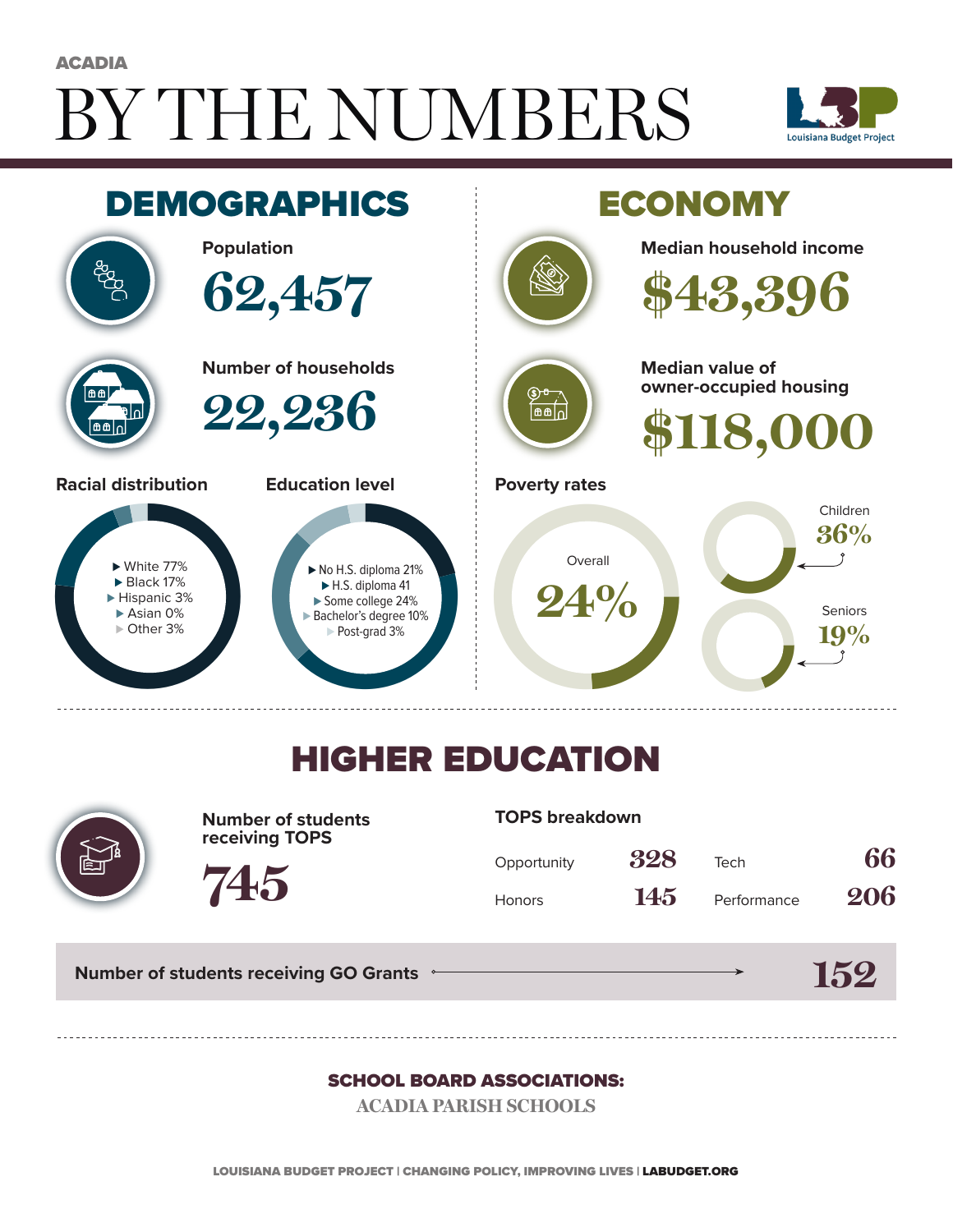ACADIA

# BY THE NUMBERS

Louisiana Budget Project

## DEMOGRAPHICS

**Population**

62,457

**Number of households**

22,236

**Racial distribution**

- White 77%
- Black 17%
- Hispanic 3%
- Asian 0%
- Other 3%

**Education level**

- No H.S. diploma 21%
- H.S. diploma 41
- Some college 24%
- Bachelor's degree 10%
- Post-grad 3%

## ECONOMY

**Median household income**

$43,396

**Median value of owner-occupied housing**

$118,000

**Poverty rates**

Overall 24%

Children 36%

Seniors 19%

## HIGHER EDUCATION

**Number of students receiving TOPS**

745

**TOPS breakdown**

| | | | |
|---|---|---|---|
| Opportunity | 328 | Tech | 66 |
| Honors | 145 | Performance | 206 |

**Number of students receiving GO Grants** 152

**SCHOOL BOARD ASSOCIATIONS:**

ACADIA PARISH SCHOOLS

LOUISIANA BUDGET PROJECT | CHANGING POLICY, IMPROVING LIVES | LABUDGET.ORG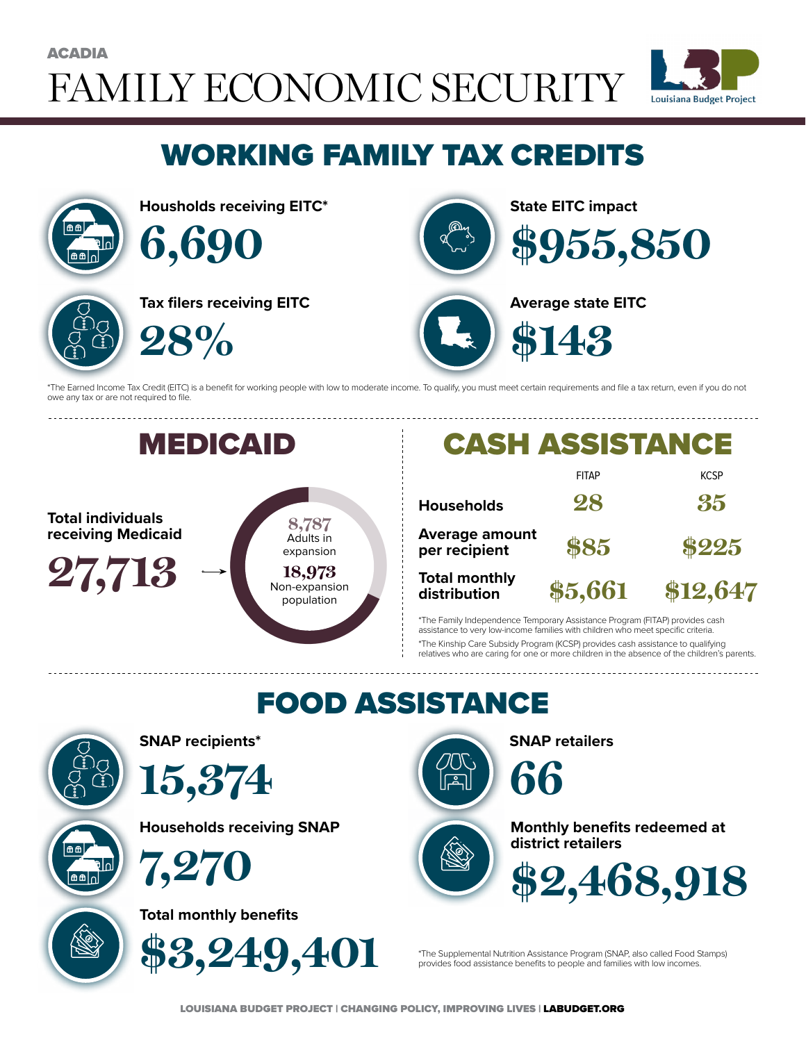ACADIA

# FAMILY ECONOMIC SECURITY

Louisiana Budget Project

## WORKING FAMILY TAX CREDITS

**Households receiving EITC***

**6,690**

**Tax filers receiving EITC**

**28%**

**State EITC impact**

**$955,850**

**Average state EITC**

**$143**

*The Earned Income Tax Credit (EITC) is a benefit for working people with low to moderate income. To qualify, you must meet certain requirements and file a tax return, even if you do not owe any tax or are not required to file.

## MEDICAID

**Total individuals receiving Medicaid**

**27,713**

8,787
Adults in expansion

18,973
Non-expansion population

## CASH ASSISTANCE

| | FITAP | KCSP |
|---|---|---|
| **Households** | 28 | 35 |
| **Average amount per recipient** | $85 | $225 |
| **Total monthly distribution** | $5,661 | $12,647 |

*The Family Independence Temporary Assistance Program (FITAP) provides cash assistance to very low-income families with children who meet specific criteria.

*The Kinship Care Subsidy Program (KCSP) provides cash assistance to qualifying relatives who are caring for one or more children in the absence of the children's parents.

## FOOD ASSISTANCE

**SNAP recipients***

**15,374**

**Households receiving SNAP**

**7,270**

**Total monthly benefits**

**$3,249,401**

**SNAP retailers**

**66**

**Monthly benefits redeemed at district retailers**

**$2,468,918**

*The Supplemental Nutrition Assistance Program (SNAP, also called Food Stamps) provides food assistance benefits to people and families with low incomes.

LOUISIANA BUDGET PROJECT | CHANGING POLICY, IMPROVING LIVES | LABUDGET.ORG